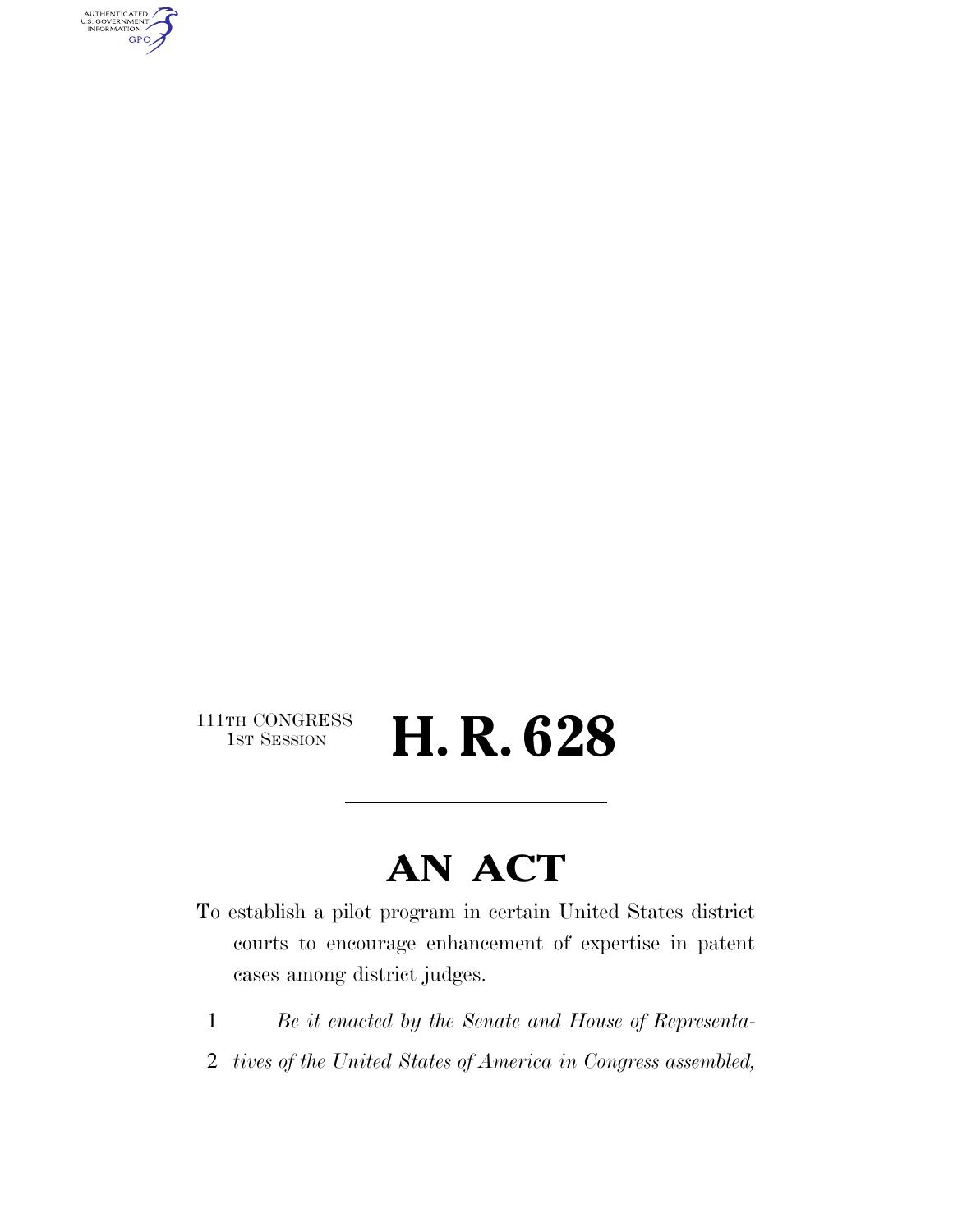111TH CONGRESS
1ST SESSION

# H. R. 628

---

# AN ACT

To establish a pilot program in certain United States district courts to encourage enhancement of expertise in patent cases among district judges.

1 *Be it enacted by the Senate and House of Representa-*
2 *tives of the United States of America in Congress assembled,*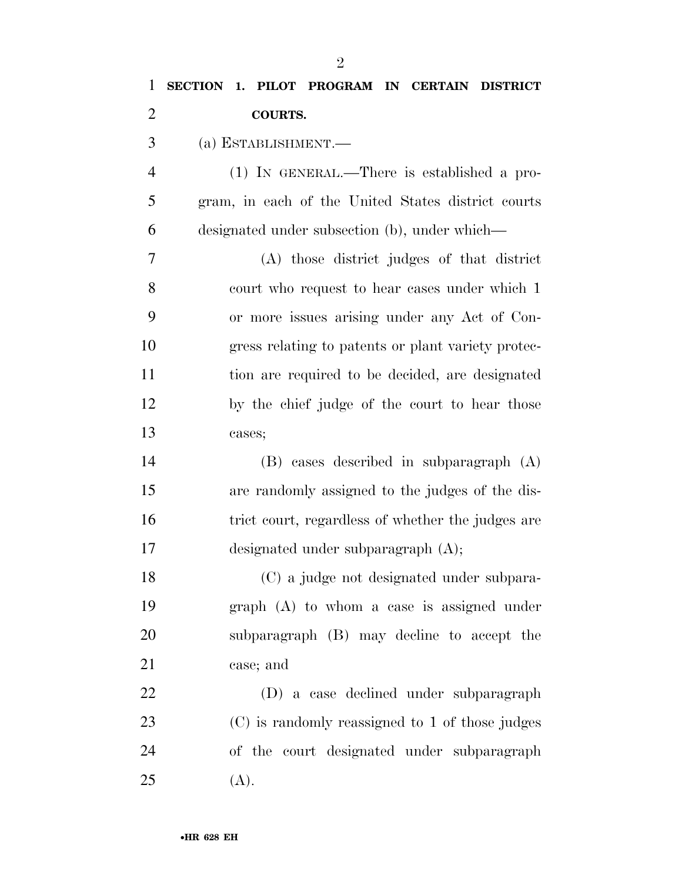**SECTION 1. PILOT PROGRAM IN CERTAIN DISTRICT COURTS.**

(a) ESTABLISHMENT.—

(1) IN GENERAL.—There is established a program, in each of the United States district courts designated under subsection (b), under which—

(A) those district judges of that district court who request to hear cases under which 1 or more issues arising under any Act of Congress relating to patents or plant variety protection are required to be decided, are designated by the chief judge of the court to hear those cases;

(B) cases described in subparagraph (A) are randomly assigned to the judges of the district court, regardless of whether the judges are designated under subparagraph (A);

(C) a judge not designated under subparagraph (A) to whom a case is assigned under subparagraph (B) may decline to accept the case; and

(D) a case declined under subparagraph (C) is randomly reassigned to 1 of those judges of the court designated under subparagraph (A).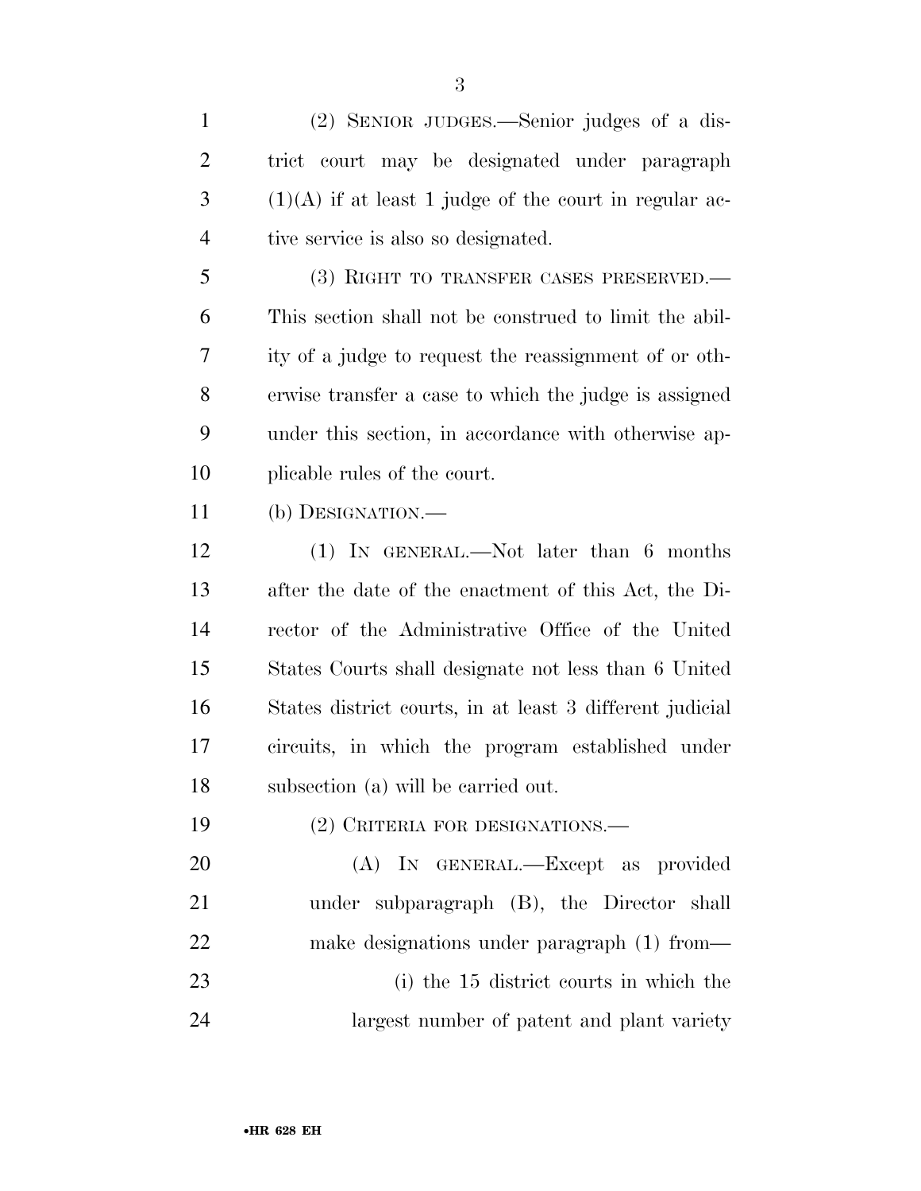(2) SENIOR JUDGES.—Senior judges of a district court may be designated under paragraph (1)(A) if at least 1 judge of the court in regular active service is also so designated.

(3) RIGHT TO TRANSFER CASES PRESERVED.—This section shall not be construed to limit the ability of a judge to request the reassignment of or otherwise transfer a case to which the judge is assigned under this section, in accordance with otherwise applicable rules of the court.

(b) DESIGNATION.—

(1) IN GENERAL.—Not later than 6 months after the date of the enactment of this Act, the Director of the Administrative Office of the United States Courts shall designate not less than 6 United States district courts, in at least 3 different judicial circuits, in which the program established under subsection (a) will be carried out.

(2) CRITERIA FOR DESIGNATIONS.—

(A) IN GENERAL.—Except as provided under subparagraph (B), the Director shall make designations under paragraph (1) from—

(i) the 15 district courts in which the largest number of patent and plant variety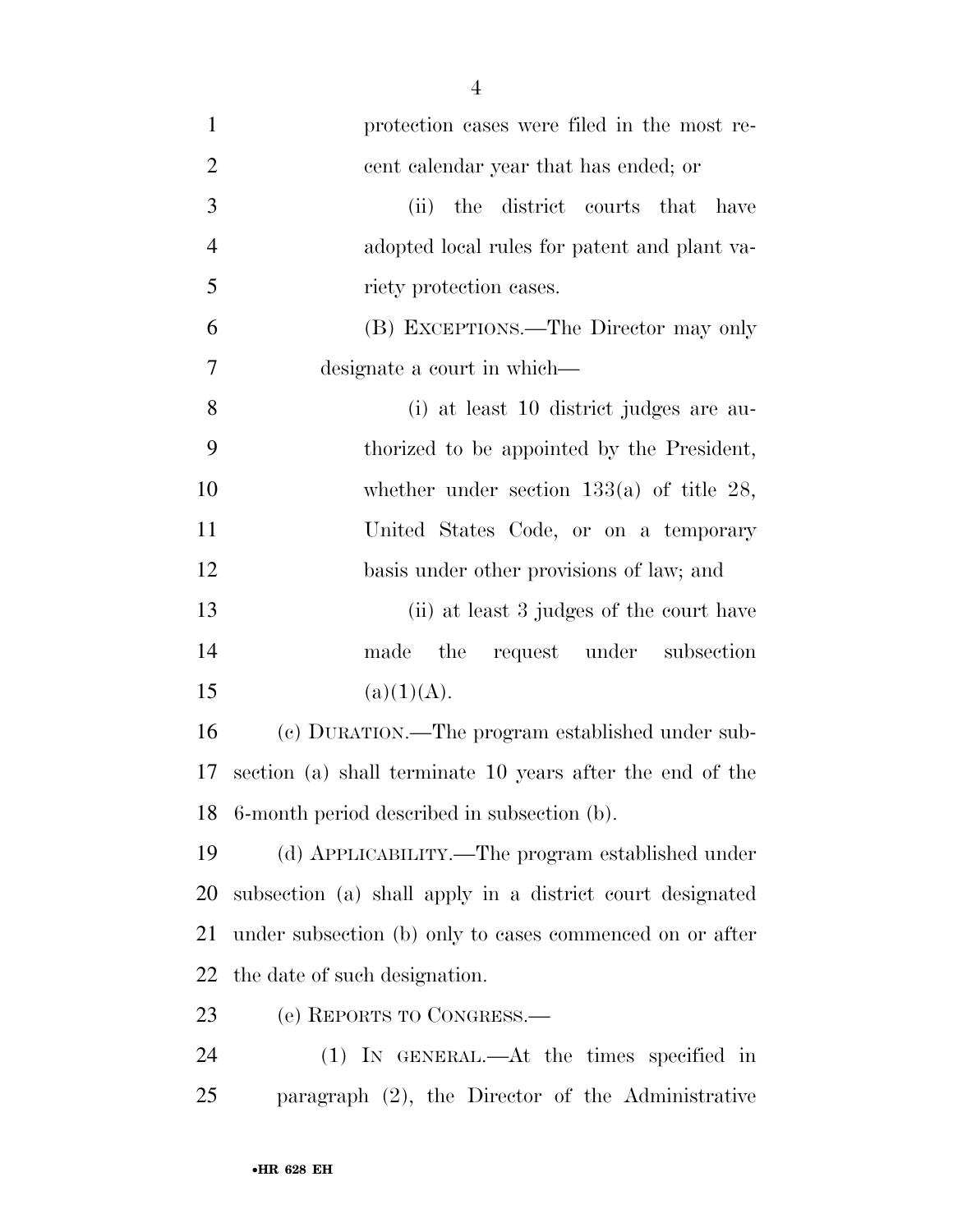protection cases were filed in the most recent calendar year that has ended; or

(ii) the district courts that have adopted local rules for patent and plant variety protection cases.

(B) EXCEPTIONS.—The Director may only designate a court in which—

(i) at least 10 district judges are authorized to be appointed by the President, whether under section 133(a) of title 28, United States Code, or on a temporary basis under other provisions of law; and

(ii) at least 3 judges of the court have made the request under subsection (a)(1)(A).

(c) DURATION.—The program established under subsection (a) shall terminate 10 years after the end of the 6-month period described in subsection (b).

(d) APPLICABILITY.—The program established under subsection (a) shall apply in a district court designated under subsection (b) only to cases commenced on or after the date of such designation.

(e) REPORTS TO CONGRESS.—

(1) IN GENERAL.—At the times specified in paragraph (2), the Director of the Administrative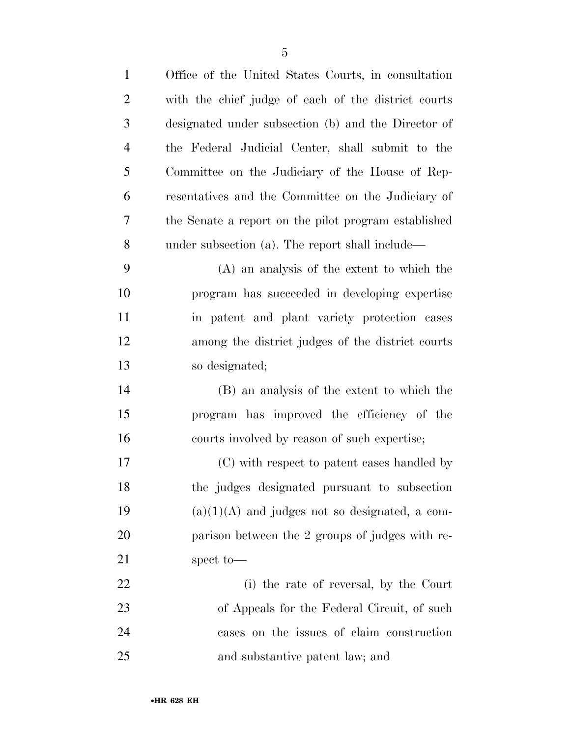Office of the United States Courts, in consultation with the chief judge of each of the district courts designated under subsection (b) and the Director of the Federal Judicial Center, shall submit to the Committee on the Judiciary of the House of Representatives and the Committee on the Judiciary of the Senate a report on the pilot program established under subsection (a). The report shall include—

(A) an analysis of the extent to which the program has succeeded in developing expertise in patent and plant variety protection cases among the district judges of the district courts so designated;

(B) an analysis of the extent to which the program has improved the efficiency of the courts involved by reason of such expertise;

(C) with respect to patent cases handled by the judges designated pursuant to subsection (a)(1)(A) and judges not so designated, a comparison between the 2 groups of judges with respect to—

(i) the rate of reversal, by the Court of Appeals for the Federal Circuit, of such cases on the issues of claim construction and substantive patent law; and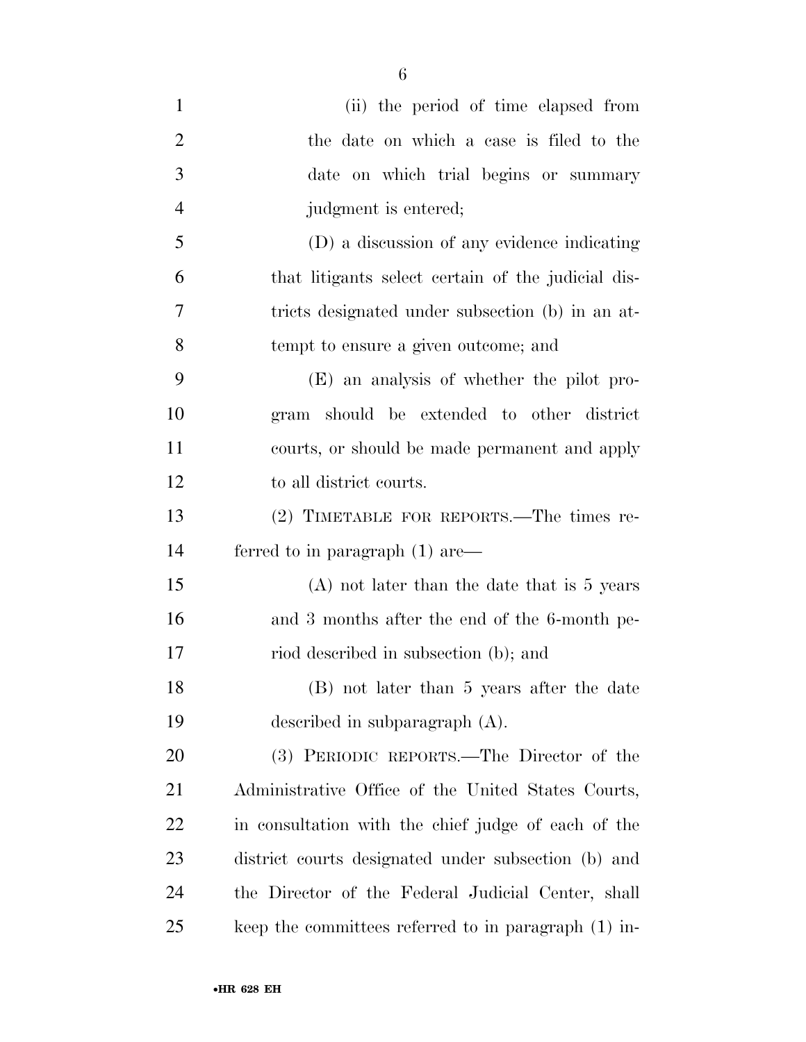(ii) the period of time elapsed from the date on which a case is filed to the date on which trial begins or summary judgment is entered;

(D) a discussion of any evidence indicating that litigants select certain of the judicial districts designated under subsection (b) in an attempt to ensure a given outcome; and

(E) an analysis of whether the pilot program should be extended to other district courts, or should be made permanent and apply to all district courts.

(2) TIMETABLE FOR REPORTS.—The times referred to in paragraph (1) are—

(A) not later than the date that is 5 years and 3 months after the end of the 6-month period described in subsection (b); and

(B) not later than 5 years after the date described in subparagraph (A).

(3) PERIODIC REPORTS.—The Director of the Administrative Office of the United States Courts, in consultation with the chief judge of each of the district courts designated under subsection (b) and the Director of the Federal Judicial Center, shall keep the committees referred to in paragraph (1) in-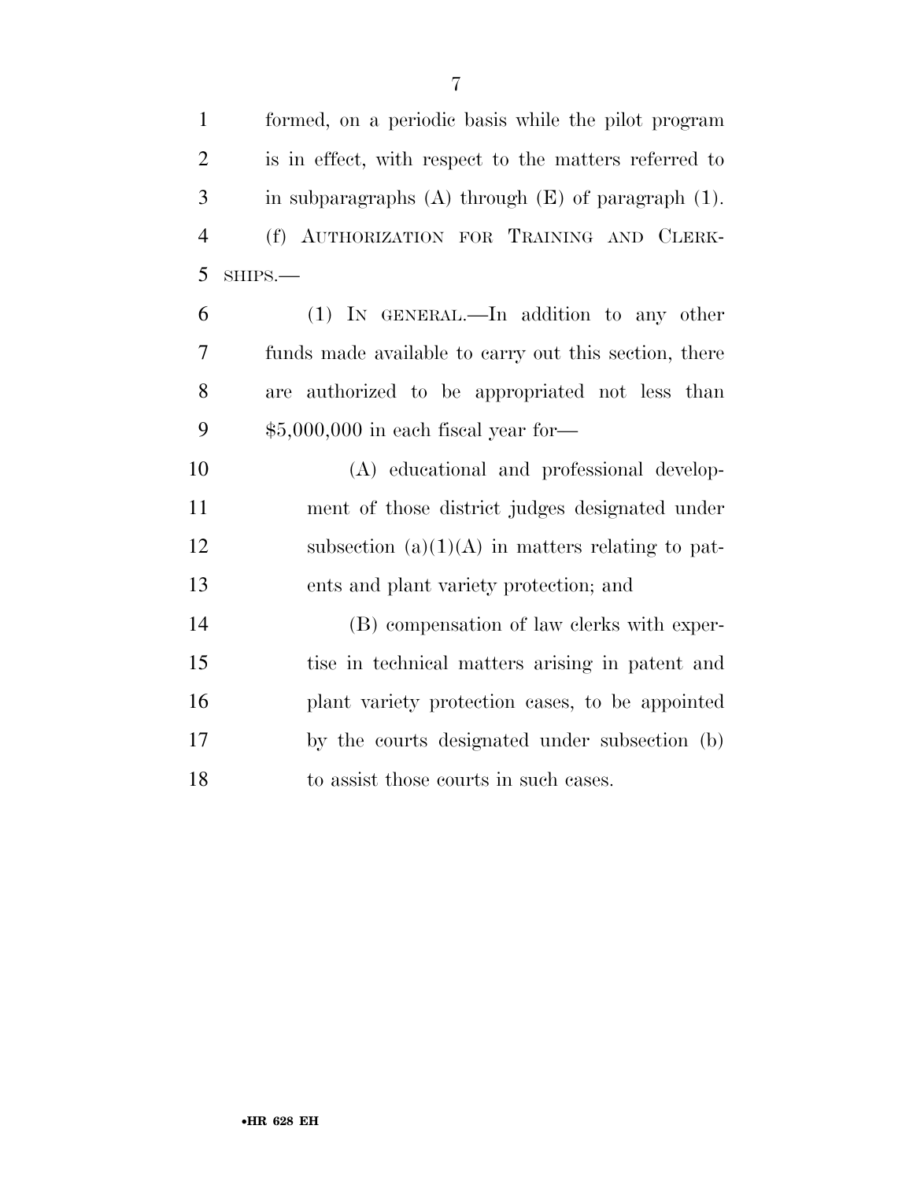formed, on a periodic basis while the pilot program is in effect, with respect to the matters referred to in subparagraphs (A) through (E) of paragraph (1).

(f) AUTHORIZATION FOR TRAINING AND CLERKSHIPS.—

(1) IN GENERAL.—In addition to any other funds made available to carry out this section, there are authorized to be appropriated not less than $5,000,000 in each fiscal year for—

(A) educational and professional development of those district judges designated under subsection (a)(1)(A) in matters relating to patents and plant variety protection; and

(B) compensation of law clerks with expertise in technical matters arising in patent and plant variety protection cases, to be appointed by the courts designated under subsection (b) to assist those courts in such cases.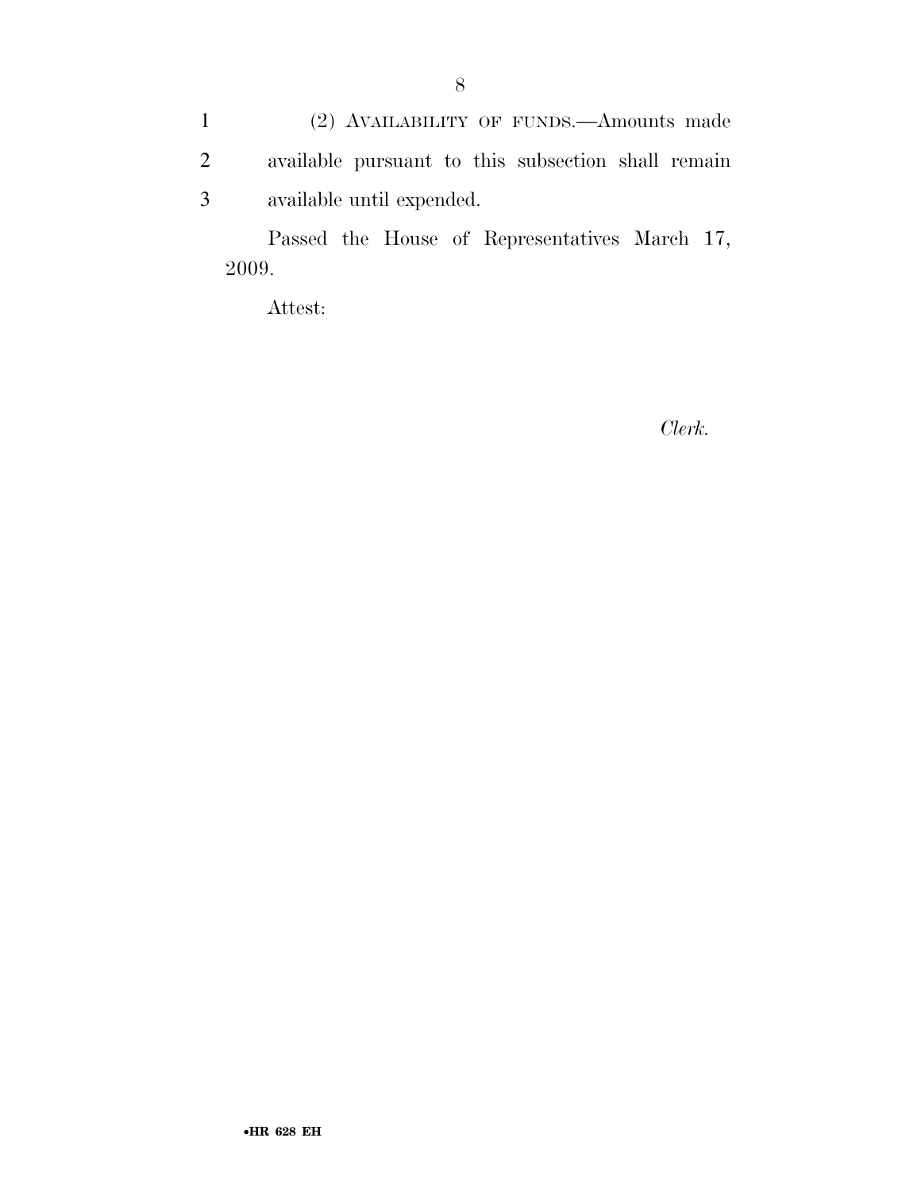(2) AVAILABILITY OF FUNDS.—Amounts made available pursuant to this subsection shall remain available until expended.

Passed the House of Representatives March 17, 2009.

Attest:

*Clerk.*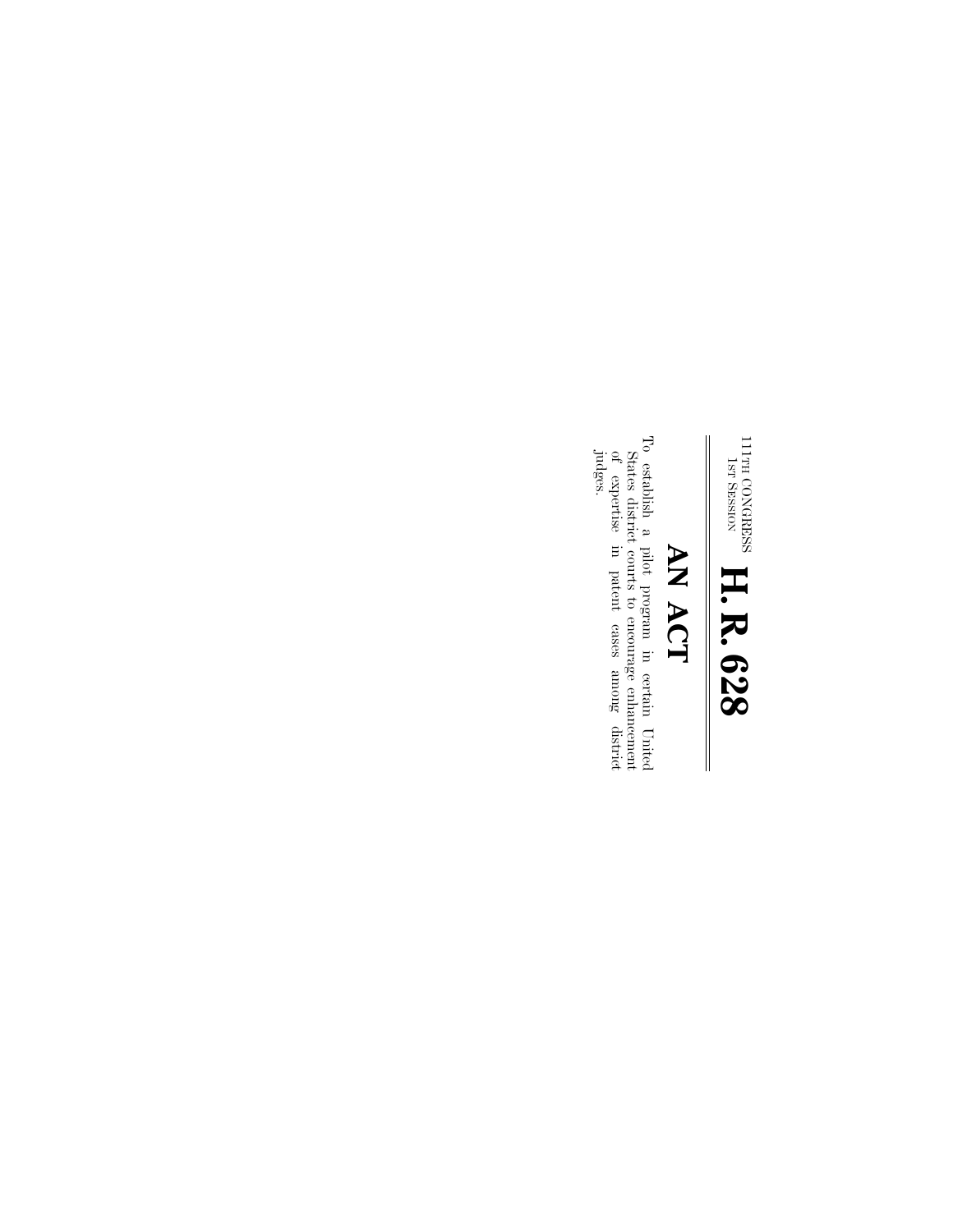111TH CONGRESS
1ST SESSION

# H. R. 628

---

# AN ACT

To establish a pilot program in certain United States district courts to encourage enhancement of expertise in patent cases among district judges.